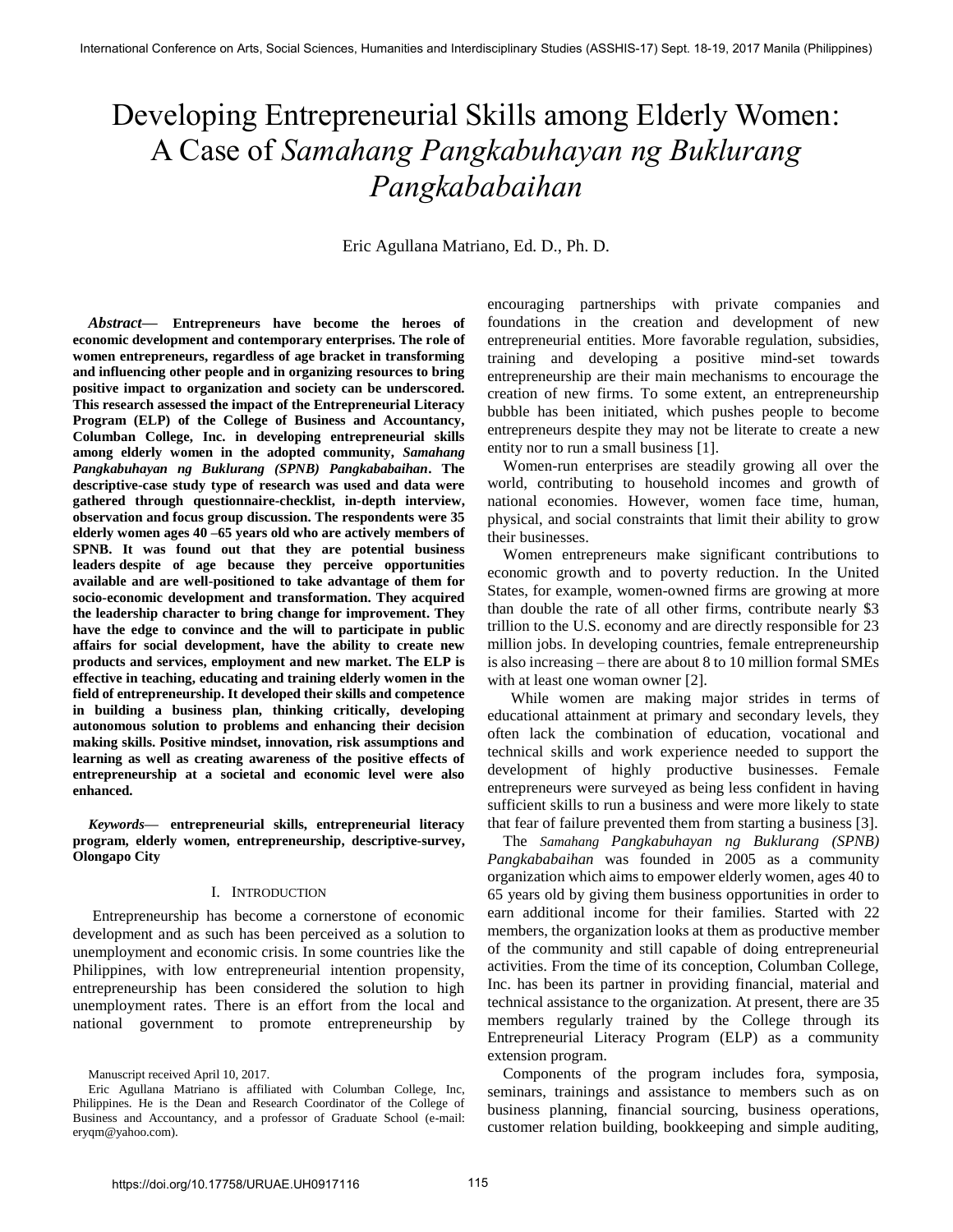# Developing Entrepreneurial Skills among Elderly Women: A Case of *Samahang Pangkabuhayan ng Buklurang Pangkababaihan*

Eric Agullana Matriano, Ed. D., Ph. D.

***Abstract*— Entrepreneurs have become the heroes of economic development and contemporary enterprises. The role of women entrepreneurs, regardless of age bracket in transforming and influencing other people and in organizing resources to bring positive impact to organization and society can be underscored. This research assessed the impact of the Entrepreneurial Literacy Program (ELP) of the College of Business and Accountancy, Columban College, Inc. in developing entrepreneurial skills among elderly women in the adopted community, *Samahang Pangkabuhayan ng Buklurang (SPNB) Pangkababaihan*. The descriptive-case study type of research was used and data were gathered through questionnaire-checklist, in-depth interview, observation and focus group discussion. The respondents were 35 elderly women ages 40 –65 years old who are actively members of SPNB. It was found out that they are potential business leaders despite of age because they perceive opportunities available and are well-positioned to take advantage of them for socio-economic development and transformation. They acquired the leadership character to bring change for improvement. They have the edge to convince and the will to participate in public affairs for social development, have the ability to create new products and services, employment and new market. The ELP is effective in teaching, educating and training elderly women in the field of entrepreneurship. It developed their skills and competence in building a business plan, thinking critically, developing autonomous solution to problems and enhancing their decision making skills. Positive mindset, innovation, risk assumptions and learning as well as creating awareness of the positive effects of entrepreneurship at a societal and economic level were also enhanced.**

***Keywords*— entrepreneurial skills, entrepreneurial literacy program, elderly women, entrepreneurship, descriptive-survey, Olongapo City**

## I. Introduction

Entrepreneurship has become a cornerstone of economic development and as such has been perceived as a solution to unemployment and economic crisis. In some countries like the Philippines, with low entrepreneurial intention propensity, entrepreneurship has been considered the solution to high unemployment rates. There is an effort from the local and national government to promote entrepreneurship by encouraging partnerships with private companies and foundations in the creation and development of new entrepreneurial entities. More favorable regulation, subsidies, training and developing a positive mind-set towards entrepreneurship are their main mechanisms to encourage the creation of new firms. To some extent, an entrepreneurship bubble has been initiated, which pushes people to become entrepreneurs despite they may not be literate to create a new entity nor to run a small business [1].

Women-run enterprises are steadily growing all over the world, contributing to household incomes and growth of national economies. However, women face time, human, physical, and social constraints that limit their ability to grow their businesses.

Women entrepreneurs make significant contributions to economic growth and to poverty reduction. In the United States, for example, women-owned firms are growing at more than double the rate of all other firms, contribute nearly $3 trillion to the U.S. economy and are directly responsible for 23 million jobs. In developing countries, female entrepreneurship is also increasing – there are about 8 to 10 million formal SMEs with at least one woman owner [2].

While women are making major strides in terms of educational attainment at primary and secondary levels, they often lack the combination of education, vocational and technical skills and work experience needed to support the development of highly productive businesses. Female entrepreneurs were surveyed as being less confident in having sufficient skills to run a business and were more likely to state that fear of failure prevented them from starting a business [3].

The *Samahang Pangkabuhayan ng Buklurang (SPNB) Pangkababaihan* was founded in 2005 as a community organization which aims to empower elderly women, ages 40 to 65 years old by giving them business opportunities in order to earn additional income for their families. Started with 22 members, the organization looks at them as productive member of the community and still capable of doing entrepreneurial activities. From the time of its conception, Columban College, Inc. has been its partner in providing financial, material and technical assistance to the organization. At present, there are 35 members regularly trained by the College through its Entrepreneurial Literacy Program (ELP) as a community extension program.

Components of the program includes fora, symposia, seminars, trainings and assistance to members such as on business planning, financial sourcing, business operations, customer relation building, bookkeeping and simple auditing,

Manuscript received April 10, 2017.

Eric Agullana Matriano is affiliated with Columban College, Inc, Philippines. He is the Dean and Research Coordinator of the College of Business and Accountancy, and a professor of Graduate School (e-mail: eryqm@yahoo.com).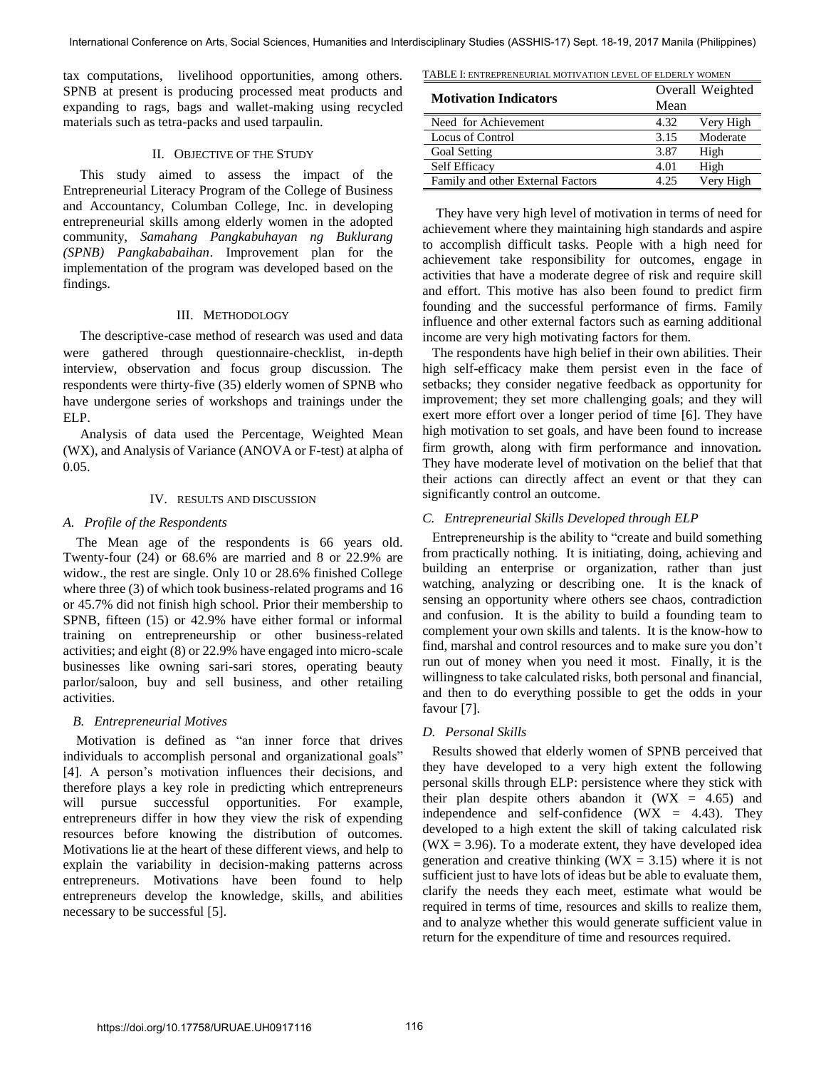tax computations, livelihood opportunities, among others. SPNB at present is producing processed meat products and expanding to rags, bags and wallet-making using recycled materials such as tetra-packs and used tarpaulin.

## II. Objective of the Study

This study aimed to assess the impact of the Entrepreneurial Literacy Program of the College of Business and Accountancy, Columban College, Inc. in developing entrepreneurial skills among elderly women in the adopted community, *Samahang Pangkabuhayan ng Buklurang (SPNB) Pangkababaihan*. Improvement plan for the implementation of the program was developed based on the findings.

## III. Methodology

The descriptive-case method of research was used and data were gathered through questionnaire-checklist, in-depth interview, observation and focus group discussion. The respondents were thirty-five (35) elderly women of SPNB who have undergone series of workshops and trainings under the ELP.

Analysis of data used the Percentage, Weighted Mean (WX), and Analysis of Variance (ANOVA or F-test) at alpha of 0.05.

## IV. Results and Discussion

### A. Profile of the Respondents

The Mean age of the respondents is 66 years old. Twenty-four (24) or 68.6% are married and 8 or 22.9% are widow., the rest are single. Only 10 or 28.6% finished College where three (3) of which took business-related programs and 16 or 45.7% did not finish high school. Prior their membership to SPNB, fifteen (15) or 42.9% have either formal or informal training on entrepreneurship or other business-related activities; and eight (8) or 22.9% have engaged into micro-scale businesses like owning sari-sari stores, operating beauty parlor/saloon, buy and sell business, and other retailing activities.

### B. Entrepreneurial Motives

Motivation is defined as "an inner force that drives individuals to accomplish personal and organizational goals" [4]. A person's motivation influences their decisions, and therefore plays a key role in predicting which entrepreneurs will pursue successful opportunities. For example, entrepreneurs differ in how they view the risk of expending resources before knowing the distribution of outcomes. Motivations lie at the heart of these different views, and help to explain the variability in decision-making patterns across entrepreneurs. Motivations have been found to help entrepreneurs develop the knowledge, skills, and abilities necessary to be successful [5].

TABLE I: Entrepreneurial Motivation Level of Elderly Women

| Motivation Indicators | Overall Weighted Mean | |
|---|---|---|
| Need for Achievement | 4.32 | Very High |
| Locus of Control | 3.15 | Moderate |
| Goal Setting | 3.87 | High |
| Self Efficacy | 4.01 | High |
| Family and other External Factors | 4.25 | Very High |

They have very high level of motivation in terms of need for achievement where they maintaining high standards and aspire to accomplish difficult tasks. People with a high need for achievement take responsibility for outcomes, engage in activities that have a moderate degree of risk and require skill and effort. This motive has also been found to predict firm founding and the successful performance of firms. Family influence and other external factors such as earning additional income are very high motivating factors for them.

The respondents have high belief in their own abilities. Their high self-efficacy make them persist even in the face of setbacks; they consider negative feedback as opportunity for improvement; they set more challenging goals; and they will exert more effort over a longer period of time [6]. They have high motivation to set goals, and have been found to increase firm growth, along with firm performance and innovation**.** They have moderate level of motivation on the belief that that their actions can directly affect an event or that they can significantly control an outcome.

### C. Entrepreneurial Skills Developed through ELP

Entrepreneurship is the ability to "create and build something from practically nothing. It is initiating, doing, achieving and building an enterprise or organization, rather than just watching, analyzing or describing one. It is the knack of sensing an opportunity where others see chaos, contradiction and confusion. It is the ability to build a founding team to complement your own skills and talents. It is the know-how to find, marshal and control resources and to make sure you don't run out of money when you need it most. Finally, it is the willingness to take calculated risks, both personal and financial, and then to do everything possible to get the odds in your favour [7].

### D. Personal Skills

Results showed that elderly women of SPNB perceived that they have developed to a very high extent the following personal skills through ELP: persistence where they stick with their plan despite others abandon it (WX = 4.65) and independence and self-confidence (WX = 4.43). They developed to a high extent the skill of taking calculated risk (WX = 3.96). To a moderate extent, they have developed idea generation and creative thinking (WX = 3.15) where it is not sufficient just to have lots of ideas but be able to evaluate them, clarify the needs they each meet, estimate what would be required in terms of time, resources and skills to realize them, and to analyze whether this would generate sufficient value in return for the expenditure of time and resources required.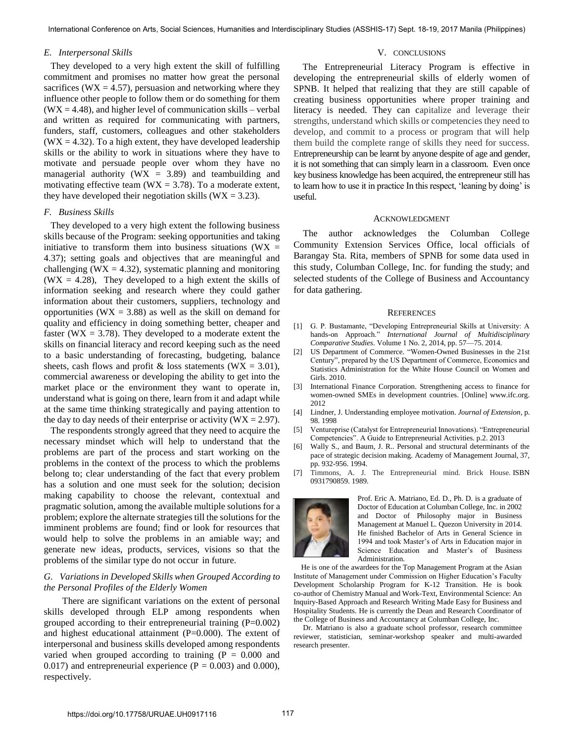### E. Interpersonal Skills

They developed to a very high extent the skill of fulfilling commitment and promises no matter how great the personal sacrifices (WX = 4.57), persuasion and networking where they influence other people to follow them or do something for them (WX = 4.48), and higher level of communication skills – verbal and written as required for communicating with partners, funders, staff, customers, colleagues and other stakeholders (WX = 4.32). To a high extent, they have developed leadership skills or the ability to work in situations where they have to motivate and persuade people over whom they have no managerial authority (WX = 3.89) and teambuilding and motivating effective team (WX = 3.78). To a moderate extent, they have developed their negotiation skills (WX = 3.23).

### F. Business Skills

They developed to a very high extent the following business skills because of the Program: seeking opportunities and taking initiative to transform them into business situations (WX = 4.37); setting goals and objectives that are meaningful and challenging (WX = 4.32), systematic planning and monitoring (WX = 4.28), They developed to a high extent the skills of information seeking and research where they could gather information about their customers, suppliers, technology and opportunities (WX = 3.88) as well as the skill on demand for quality and efficiency in doing something better, cheaper and faster (WX = 3.78). They developed to a moderate extent the skills on financial literacy and record keeping such as the need to a basic understanding of forecasting, budgeting, balance sheets, cash flows and profit & loss statements (WX = 3.01), commercial awareness or developing the ability to get into the market place or the environment they want to operate in, understand what is going on there, learn from it and adapt while at the same time thinking strategically and paying attention to the day to day needs of their enterprise or activity (WX = 2.97).

The respondents strongly agreed that they need to acquire the necessary mindset which will help to understand that the problems are part of the process and start working on the problems in the context of the process to which the problems belong to; clear understanding of the fact that every problem has a solution and one must seek for the solution; decision making capability to choose the relevant, contextual and pragmatic solution, among the available multiple solutions for a problem; explore the alternate strategies till the solutions for the imminent problems are found; find or look for resources that would help to solve the problems in an amiable way; and generate new ideas, products, services, visions so that the problems of the similar type do not occur in future.

### G. Variations in Developed Skills when Grouped According to the Personal Profiles of the Elderly Women

There are significant variations on the extent of personal skills developed through ELP among respondents when grouped according to their entrepreneurial training (P=0.002) and highest educational attainment (P=0.000). The extent of interpersonal and business skills developed among respondents varied when grouped according to training (P = 0.000 and 0.017) and entrepreneurial experience (P = 0.003) and 0.000), respectively.

## V. Conclusions

The Entrepreneurial Literacy Program is effective in developing the entrepreneurial skills of elderly women of SPNB. It helped that realizing that they are still capable of creating business opportunities where proper training and literacy is needed. They can capitalize and leverage their strengths, understand which skills or competencies they need to develop, and commit to a process or program that will help them build the complete range of skills they need for success. Entrepreneurship can be learnt by anyone despite of age and gender, it is not something that can simply learn in a classroom. Even once key business knowledge has been acquired, the entrepreneur still has to learn how to use it in practice In this respect, 'leaning by doing' is useful.

## Acknowledgment

The author acknowledges the Columban College Community Extension Services Office, local officials of Barangay Sta. Rita, members of SPNB for some data used in this study, Columban College, Inc. for funding the study; and selected students of the College of Business and Accountancy for data gathering.

## References

[1] G. P. Bustamante, "Developing Entrepreneurial Skills at University: A hands-on Approach." *International Journal of Multidisciplinary Comparative Studies*. Volume 1 No. 2, 2014, pp. 57—75. 2014.

[2] US Department of Commerce. "Women-Owned Businesses in the 21st Century", prepared by the US Department of Commerce, Economics and Statistics Administration for the White House Council on Women and Girls. 2010.

[3] International Finance Corporation. Strengthening access to finance for women-owned SMEs in development countries. [Online] www.ifc.org. 2012

[4] Lindner, J. Understanding employee motivation. *Journal of Extension*, p. 98. 1998

[5] Ventureprise (Catalyst for Entrepreneurial Innovations). "Entrepreneurial Competencies". A Guide to Entrepreneurial Activities. p.2. 2013

[6] Wally S., and Baum, J. R.. Personal and structural determinants of the pace of strategic decision making. Academy of Management Journal, 37, pp. 932-956. 1994.

[7] Timmons, A. J. The Entrepreneurial mind. Brick House. ISBN 0931790859. 1989.

Prof. Eric A. Matriano, Ed. D., Ph. D. is a graduate of Doctor of Education at Columban College, Inc. in 2002 and Doctor of Philosophy major in Business Management at Manuel L. Quezon University in 2014. He finished Bachelor of Arts in General Science in 1994 and took Master's of Arts in Education major in Science Education and Master's of Business Administration.

He is one of the awardees for the Top Management Program at the Asian Institute of Management under Commission on Higher Education's Faculty Development Scholarship Program for K-12 Transition. He is book co-author of Chemistry Manual and Work-Text, Environmental Science: An Inquiry-Based Approach and Research Writing Made Easy for Business and Hospitality Students. He is currently the Dean and Research Coordinator of the College of Business and Accountancy at Columban College, Inc.

Dr. Matriano is also a graduate school professor, research committee reviewer, statistician, seminar-workshop speaker and multi-awarded research presenter.